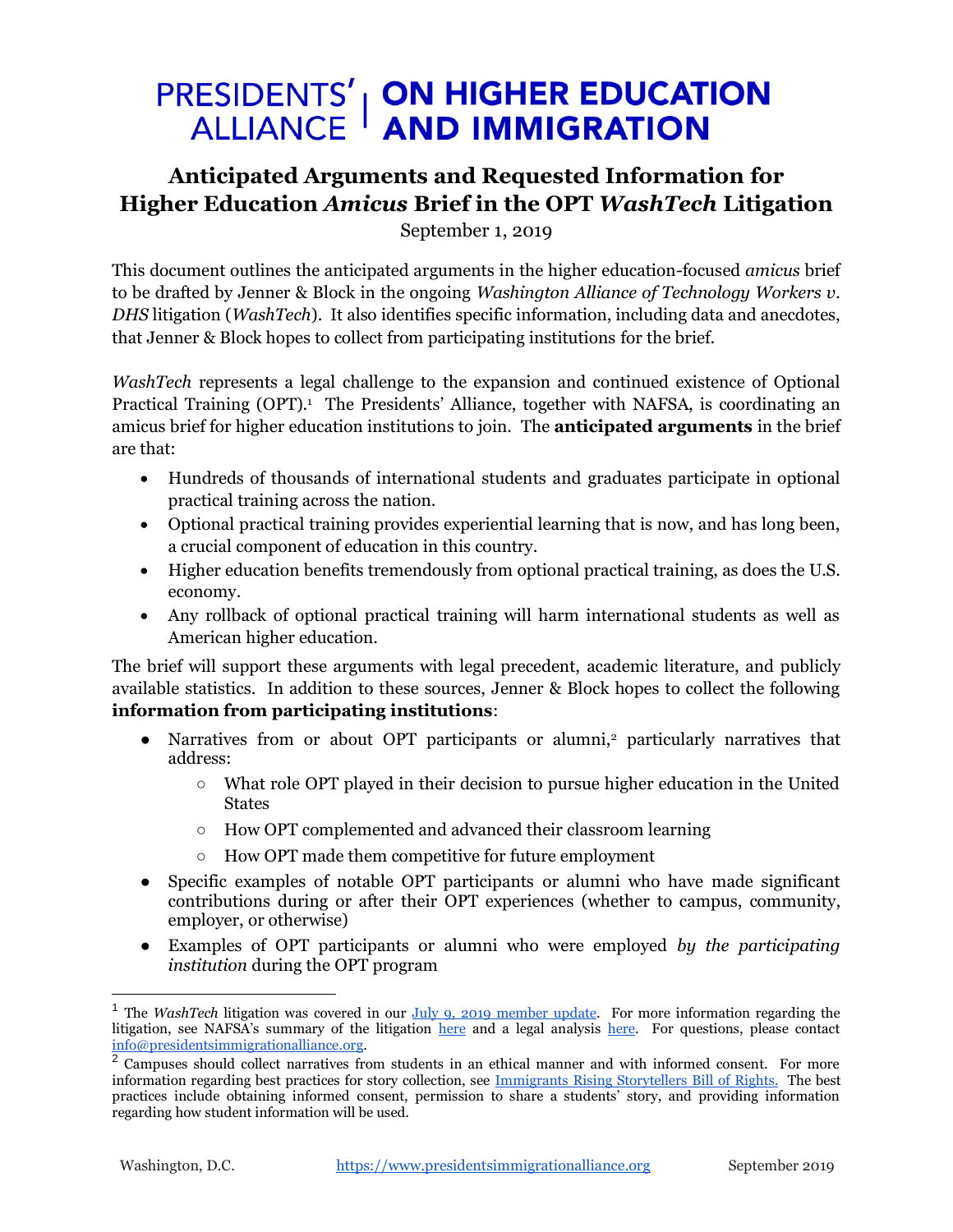# PRESIDENTS' ALLIANCE | ON HIGHER EDUCATION AND IMMIGRATION

## Anticipated Arguments and Requested Information for Higher Education *Amicus* Brief in the OPT *WashTech* Litigation

September 1, 2019

This document outlines the anticipated arguments in the higher education-focused *amicus* brief to be drafted by Jenner & Block in the ongoing *Washington Alliance of Technology Workers v. DHS* litigation (*WashTech*). It also identifies specific information, including data and anecdotes, that Jenner & Block hopes to collect from participating institutions for the brief.

*WashTech* represents a legal challenge to the expansion and continued existence of Optional Practical Training (OPT).[1] The Presidents' Alliance, together with NAFSA, is coordinating an amicus brief for higher education institutions to join. The **anticipated arguments** in the brief are that:

- Hundreds of thousands of international students and graduates participate in optional practical training across the nation.
- Optional practical training provides experiential learning that is now, and has long been, a crucial component of education in this country.
- Higher education benefits tremendously from optional practical training, as does the U.S. economy.
- Any rollback of optional practical training will harm international students as well as American higher education.

The brief will support these arguments with legal precedent, academic literature, and publicly available statistics. In addition to these sources, Jenner & Block hopes to collect the following **information from participating institutions**:

- Narratives from or about OPT participants or alumni,[2] particularly narratives that address:
  - What role OPT played in their decision to pursue higher education in the United States
  - How OPT complemented and advanced their classroom learning
  - How OPT made them competitive for future employment
- Specific examples of notable OPT participants or alumni who have made significant contributions during or after their OPT experiences (whether to campus, community, employer, or otherwise)
- Examples of OPT participants or alumni who were employed *by the participating institution* during the OPT program

---

[1] The *WashTech* litigation was covered in our July 9, 2019 member update. For more information regarding the litigation, see NAFSA's summary of the litigation here and a legal analysis here. For questions, please contact info@presidentsimmigrationalliance.org.

[2] Campuses should collect narratives from students in an ethical manner and with informed consent. For more information regarding best practices for story collection, see Immigrants Rising Storytellers Bill of Rights. The best practices include obtaining informed consent, permission to share a students' story, and providing information regarding how student information will be used.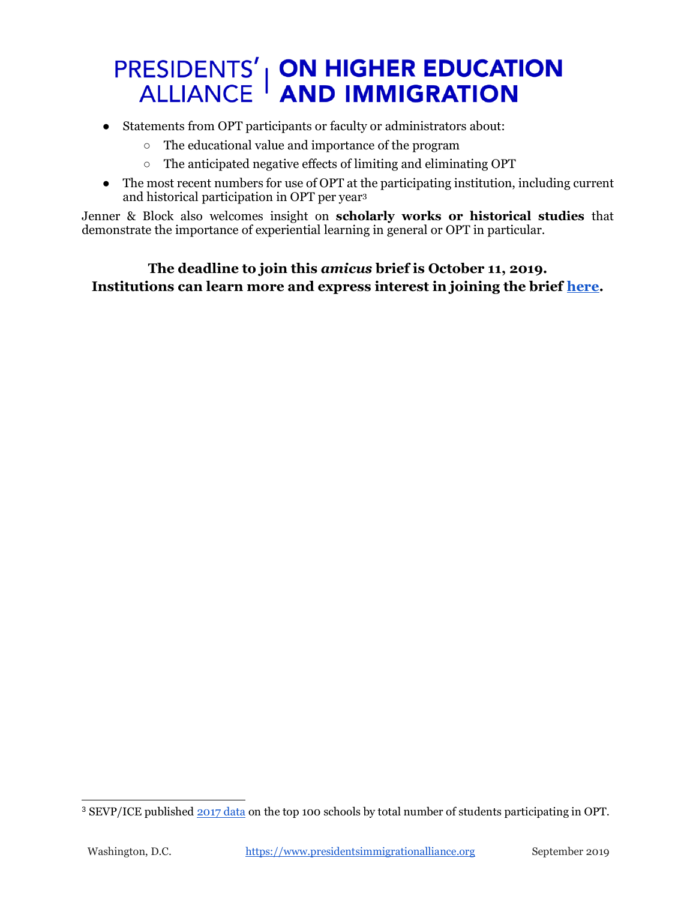- Statements from OPT participants or faculty or administrators about:
  - The educational value and importance of the program
  - The anticipated negative effects of limiting and eliminating OPT
- The most recent numbers for use of OPT at the participating institution, including current and historical participation in OPT per year[3]

Jenner & Block also welcomes insight on **scholarly works or historical studies** that demonstrate the importance of experiential learning in general or OPT in particular.

**The deadline to join this *amicus* brief is October 11, 2019.**
**Institutions can learn more and express interest in joining the brief here.**

---

[3] SEVP/ICE published 2017 data on the top 100 schools by total number of students participating in OPT.